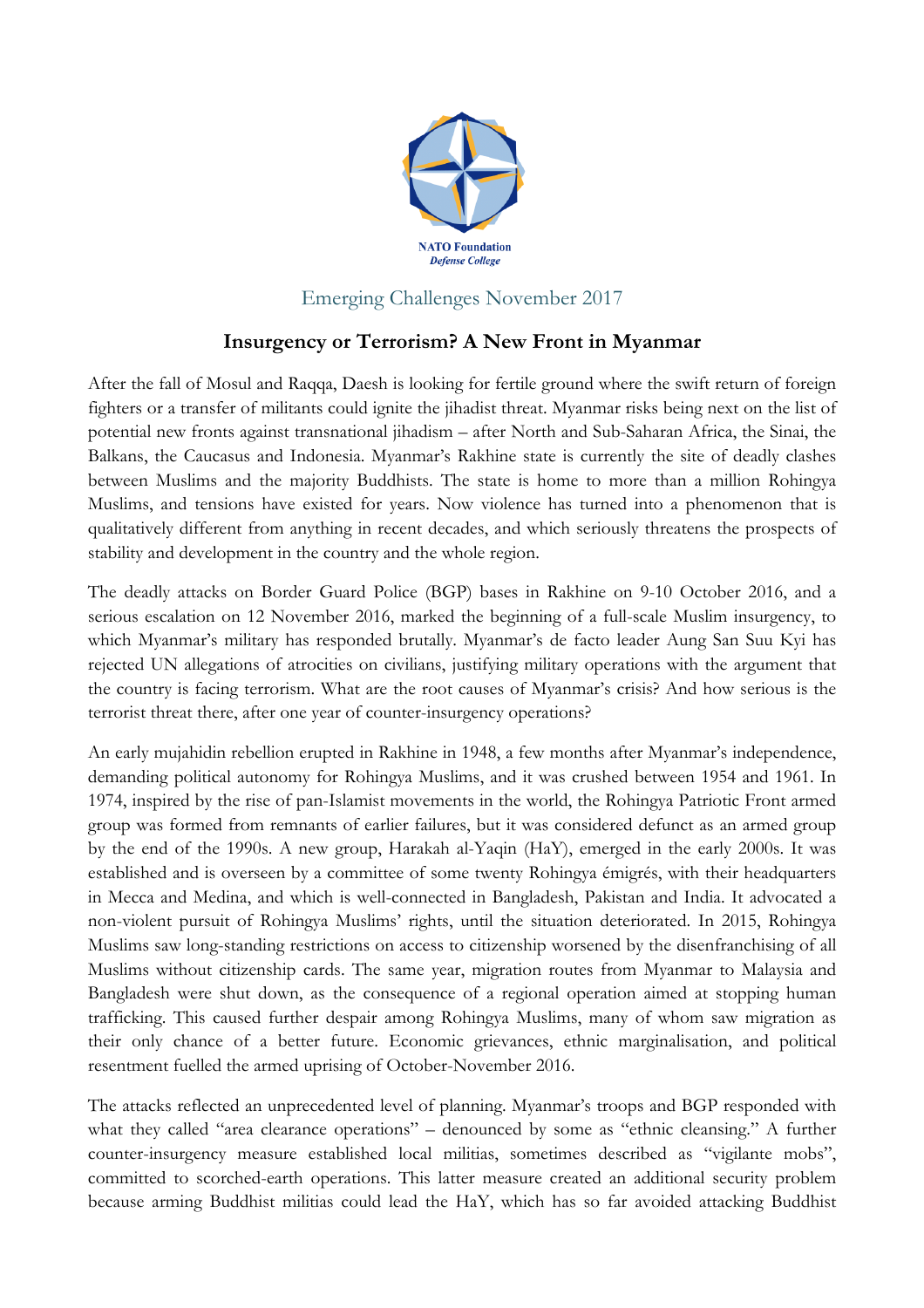NATO Foundation
*Defense College*

Emerging Challenges November 2017

## Insurgency or Terrorism? A New Front in Myanmar

After the fall of Mosul and Raqqa, Daesh is looking for fertile ground where the swift return of foreign fighters or a transfer of militants could ignite the jihadist threat. Myanmar risks being next on the list of potential new fronts against transnational jihadism – after North and Sub-Saharan Africa, the Sinai, the Balkans, the Caucasus and Indonesia. Myanmar's Rakhine state is currently the site of deadly clashes between Muslims and the majority Buddhists. The state is home to more than a million Rohingya Muslims, and tensions have existed for years. Now violence has turned into a phenomenon that is qualitatively different from anything in recent decades, and which seriously threatens the prospects of stability and development in the country and the whole region.

The deadly attacks on Border Guard Police (BGP) bases in Rakhine on 9-10 October 2016, and a serious escalation on 12 November 2016, marked the beginning of a full-scale Muslim insurgency, to which Myanmar's military has responded brutally. Myanmar's de facto leader Aung San Suu Kyi has rejected UN allegations of atrocities on civilians, justifying military operations with the argument that the country is facing terrorism. What are the root causes of Myanmar's crisis? And how serious is the terrorist threat there, after one year of counter-insurgency operations?

An early mujahidin rebellion erupted in Rakhine in 1948, a few months after Myanmar's independence, demanding political autonomy for Rohingya Muslims, and it was crushed between 1954 and 1961. In 1974, inspired by the rise of pan-Islamist movements in the world, the Rohingya Patriotic Front armed group was formed from remnants of earlier failures, but it was considered defunct as an armed group by the end of the 1990s. A new group, Harakah al-Yaqin (HaY), emerged in the early 2000s. It was established and is overseen by a committee of some twenty Rohingya émigrés, with their headquarters in Mecca and Medina, and which is well-connected in Bangladesh, Pakistan and India. It advocated a non-violent pursuit of Rohingya Muslims' rights, until the situation deteriorated. In 2015, Rohingya Muslims saw long-standing restrictions on access to citizenship worsened by the disenfranchising of all Muslims without citizenship cards. The same year, migration routes from Myanmar to Malaysia and Bangladesh were shut down, as the consequence of a regional operation aimed at stopping human trafficking. This caused further despair among Rohingya Muslims, many of whom saw migration as their only chance of a better future. Economic grievances, ethnic marginalisation, and political resentment fuelled the armed uprising of October-November 2016.

The attacks reflected an unprecedented level of planning. Myanmar's troops and BGP responded with what they called "area clearance operations" – denounced by some as "ethnic cleansing." A further counter-insurgency measure established local militias, sometimes described as "vigilante mobs", committed to scorched-earth operations. This latter measure created an additional security problem because arming Buddhist militias could lead the HaY, which has so far avoided attacking Buddhist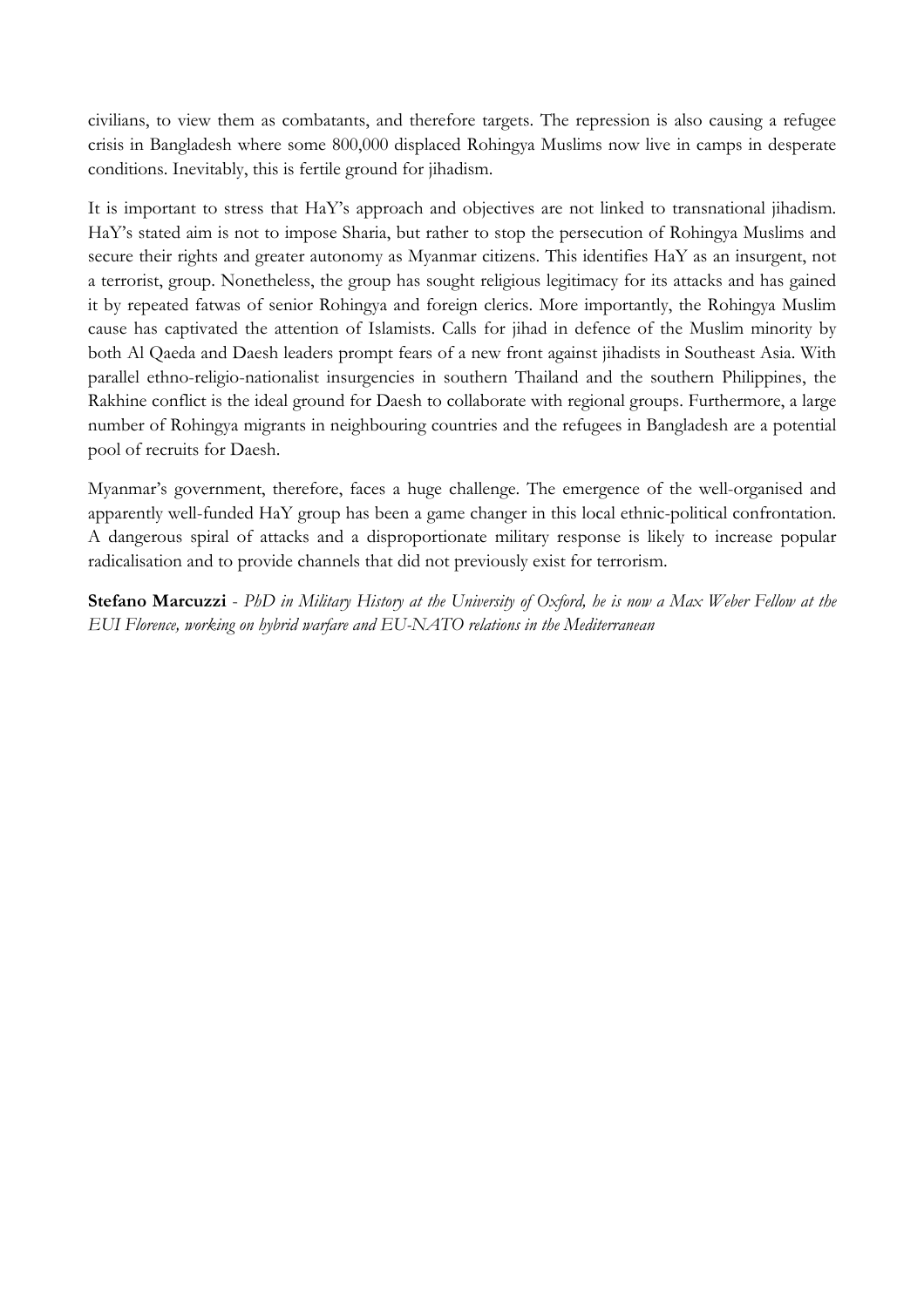civilians, to view them as combatants, and therefore targets. The repression is also causing a refugee crisis in Bangladesh where some 800,000 displaced Rohingya Muslims now live in camps in desperate conditions. Inevitably, this is fertile ground for jihadism.

It is important to stress that HaY's approach and objectives are not linked to transnational jihadism. HaY's stated aim is not to impose Sharia, but rather to stop the persecution of Rohingya Muslims and secure their rights and greater autonomy as Myanmar citizens. This identifies HaY as an insurgent, not a terrorist, group. Nonetheless, the group has sought religious legitimacy for its attacks and has gained it by repeated fatwas of senior Rohingya and foreign clerics. More importantly, the Rohingya Muslim cause has captivated the attention of Islamists. Calls for jihad in defence of the Muslim minority by both Al Qaeda and Daesh leaders prompt fears of a new front against jihadists in Southeast Asia. With parallel ethno-religio-nationalist insurgencies in southern Thailand and the southern Philippines, the Rakhine conflict is the ideal ground for Daesh to collaborate with regional groups. Furthermore, a large number of Rohingya migrants in neighbouring countries and the refugees in Bangladesh are a potential pool of recruits for Daesh.

Myanmar's government, therefore, faces a huge challenge. The emergence of the well-organised and apparently well-funded HaY group has been a game changer in this local ethnic-political confrontation. A dangerous spiral of attacks and a disproportionate military response is likely to increase popular radicalisation and to provide channels that did not previously exist for terrorism.

**Stefano Marcuzzi** - *PhD in Military History at the University of Oxford, he is now a Max Weber Fellow at the EUI Florence, working on hybrid warfare and EU-NATO relations in the Mediterranean*